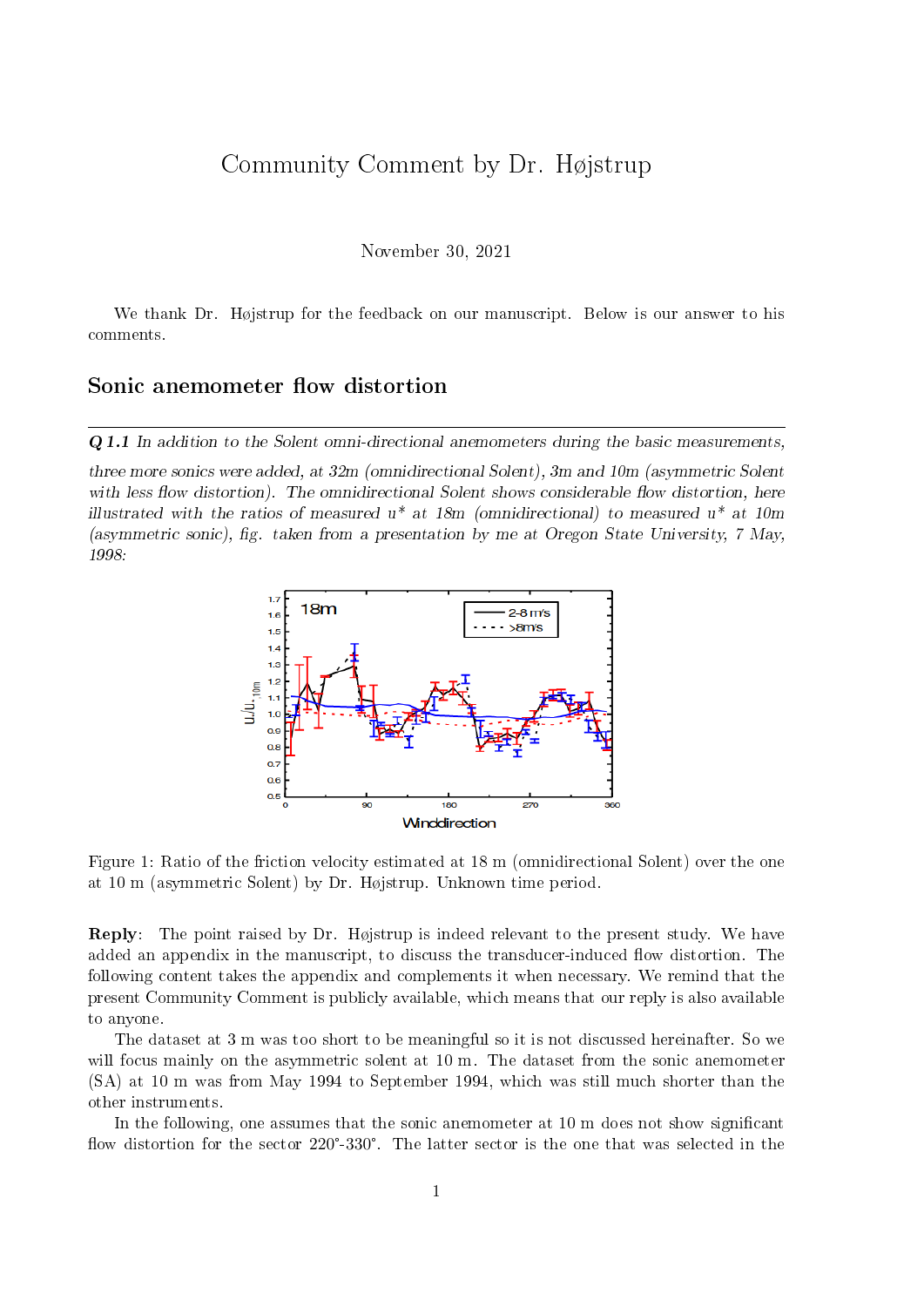# Community Comment by Dr. Højstrup

November 30, 2021

We thank Dr. Højstrup for the feedback on our manuscript. Below is our answer to his comments.

## Sonic anemometer flow distortion

---

***Q 1.1*** *In addition to the Solent omni-directional anemometers during the basic measurements, three more sonics were added, at 32m (omnidirectional Solent), 3m and 10m (asymmetric Solent with less flow distortion). The omnidirectional Solent shows considerable flow distortion, here illustrated with the ratios of measured u\* at 18m (omnidirectional) to measured u\* at 10m (asymmetric sonic), fig. taken from a presentation by me at Oregon State University, 7 May, 1998:*

Figure 1: Ratio of the friction velocity estimated at 18 m (omnidirectional Solent) over the one at 10 m (asymmetric Solent) by Dr. Højstrup. Unknown time period.

**Reply**: The point raised by Dr. Højstrup is indeed relevant to the present study. We have added an appendix in the manuscript, to discuss the transducer-induced flow distortion. The following content takes the appendix and complements it when necessary. We remind that the present Community Comment is publicly available, which means that our reply is also available to anyone.

The dataset at 3 m was too short to be meaningful so it is not discussed hereinafter. So we will focus mainly on the asymmetric solent at 10 m. The dataset from the sonic anemometer (SA) at 10 m was from May 1994 to September 1994, which was still much shorter than the other instruments.

In the following, one assumes that the sonic anemometer at 10 m does not show significant flow distortion for the sector 220°-330°. The latter sector is the one that was selected in the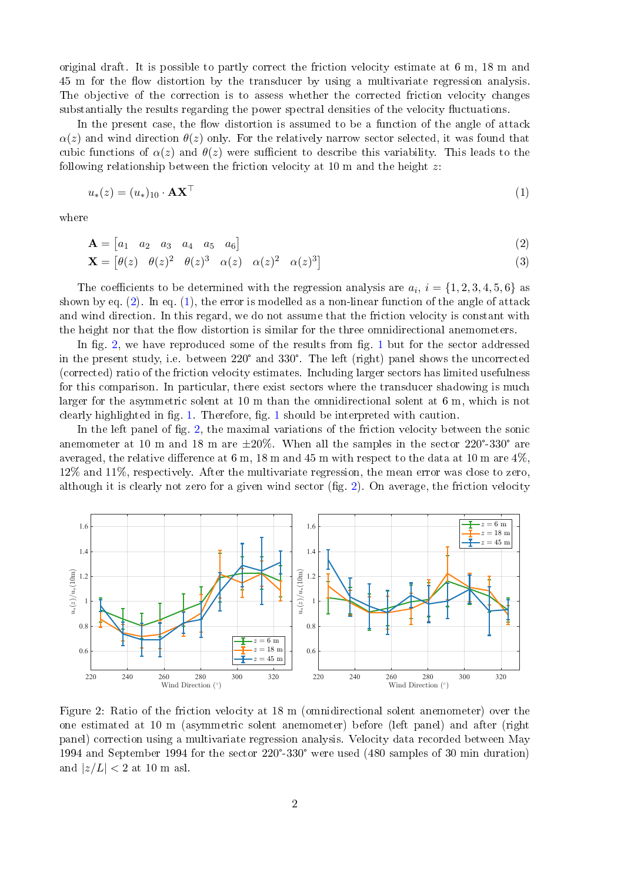original draft. It is possible to partly correct the friction velocity estimate at 6 m, 18 m and 45 m for the flow distortion by the transducer by using a multivariate regression analysis. The objective of the correction is to assess whether the corrected friction velocity changes substantially the results regarding the power spectral densities of the velocity fluctuations.

In the present case, the flow distortion is assumed to be a function of the angle of attack $\alpha(z)$ and wind direction $\theta(z)$ only. For the relatively narrow sector selected, it was found that cubic functions of $\alpha(z)$ and $\theta(z)$ were sufficient to describe this variability. This leads to the following relationship between the friction velocity at 10 m and the height $z$:

$$u_*(z) = (u_*)_{10} \cdot \mathbf{A}\mathbf{X}^\top \tag{1}$$

where

$$\mathbf{A} = \begin{bmatrix} a_1 & a_2 & a_3 & a_4 & a_5 & a_6 \end{bmatrix} \tag{2}$$

$$\mathbf{X} = \begin{bmatrix} \theta(z) & \theta(z)^2 & \theta(z)^3 & \alpha(z) & \alpha(z)^2 & \alpha(z)^3 \end{bmatrix} \tag{3}$$

The coefficients to be determined with the regression analysis are $a_i$, $i = \{1, 2, 3, 4, 5, 6\}$ as shown by eq. (2). In eq. (1), the error is modelled as a non-linear function of the angle of attack and wind direction. In this regard, we do not assume that the friction velocity is constant with the height nor that the flow distortion is similar for the three omnidirectional anemometers.

In fig. 2, we have reproduced some of the results from fig. 1 but for the sector addressed in the present study, i.e. between 220° and 330°. The left (right) panel shows the uncorrected (corrected) ratio of the friction velocity estimates. Including larger sectors has limited usefulness for this comparison. In particular, there exist sectors where the transducer shadowing is much larger for the asymmetric solent at 10 m than the omnidirectional solent at 6 m, which is not clearly highlighted in fig. 1. Therefore, fig. 1 should be interpreted with caution.

In the left panel of fig. 2, the maximal variations of the friction velocity between the sonic anemometer at 10 m and 18 m are ±20%. When all the samples in the sector 220°-330° are averaged, the relative difference at 6 m, 18 m and 45 m with respect to the data at 10 m are 4%, 12% and 11%, respectively. After the multivariate regression, the mean error was close to zero, although it is clearly not zero for a given wind sector (fig. 2). On average, the friction velocity

Figure 2: Ratio of the friction velocity at 18 m (omnidirectional solent anemometer) over the one estimated at 10 m (asymmetric solent anemometer) before (left panel) and after (right panel) correction using a multivariate regression analysis. Velocity data recorded between May 1994 and September 1994 for the sector 220°-330° were used (480 samples of 30 min duration) and $|z/L| < 2$ at 10 m asl.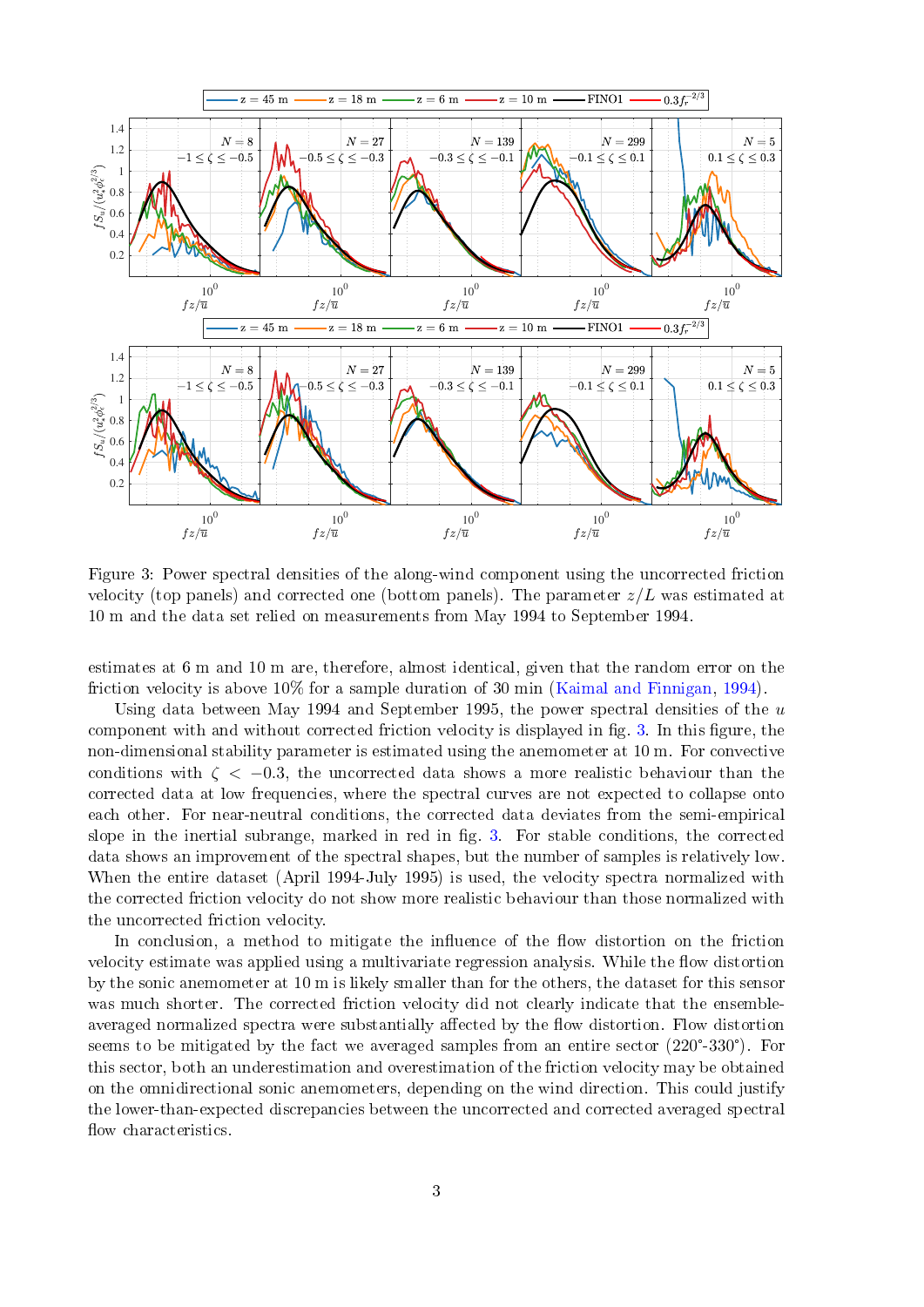Figure 3: Power spectral densities of the along-wind component using the uncorrected friction velocity (top panels) and corrected one (bottom panels). The parameter $z/L$ was estimated at 10 m and the data set relied on measurements from May 1994 to September 1994.

estimates at 6 m and 10 m are, therefore, almost identical, given that the random error on the friction velocity is above 10% for a sample duration of 30 min (Kaimal and Finnigan, 1994).

Using data between May 1994 and September 1995, the power spectral densities of the $u$ component with and without corrected friction velocity is displayed in fig. 3. In this figure, the non-dimensional stability parameter is estimated using the anemometer at 10 m. For convective conditions with $\zeta < -0.3$, the uncorrected data shows a more realistic behaviour than the corrected data at low frequencies, where the spectral curves are not expected to collapse onto each other. For near-neutral conditions, the corrected data deviates from the semi-empirical slope in the inertial subrange, marked in red in fig. 3. For stable conditions, the corrected data shows an improvement of the spectral shapes, but the number of samples is relatively low. When the entire dataset (April 1994-July 1995) is used, the velocity spectra normalized with the corrected friction velocity do not show more realistic behaviour than those normalized with the uncorrected friction velocity.

In conclusion, a method to mitigate the influence of the flow distortion on the friction velocity estimate was applied using a multivariate regression analysis. While the flow distortion by the sonic anemometer at 10 m is likely smaller than for the others, the dataset for this sensor was much shorter. The corrected friction velocity did not clearly indicate that the ensemble-averaged normalized spectra were substantially affected by the flow distortion. Flow distortion seems to be mitigated by the fact we averaged samples from an entire sector (220°-330°). For this sector, both an underestimation and overestimation of the friction velocity may be obtained on the omnidirectional sonic anemometers, depending on the wind direction. This could justify the lower-than-expected discrepancies between the uncorrected and corrected averaged spectral flow characteristics.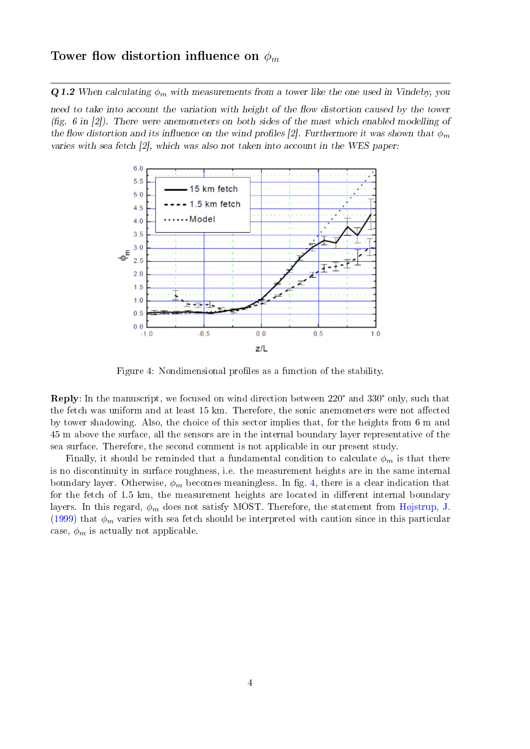## Tower flow distortion influence on $\phi_m$

---

***Q 1.2** When calculating $\phi_m$ with measurements from a tower like the one used in Vindeby, you need to take into account the variation with height of the flow distortion caused by the tower (fig. 6 in [2]). There were anemometers on both sides of the mast which enabled modelling of the flow distortion and its influence on the wind profiles [2]. Furthermore it was shown that $\phi_m$ varies with sea fetch [2], which was also not taken into account in the WES paper:*

Figure 4: Nondimensional profiles as a function of the stability.

**Reply**: In the manuscript, we focused on wind direction between 220° and 330° only, such that the fetch was uniform and at least 15 km. Therefore, the sonic anemometers were not affected by tower shadowing. Also, the choice of this sector implies that, for the heights from 6 m and 45 m above the surface, all the sensors are in the internal boundary layer representative of the sea surface. Therefore, the second comment is not applicable in our present study.

Finally, it should be reminded that a fundamental condition to calculate $\phi_m$ is that there is no discontinuity in surface roughness, i.e. the measurement heights are in the same internal boundary layer. Otherwise, $\phi_m$ becomes meaningless. In fig. 4, there is a clear indication that for the fetch of 1.5 km, the measurement heights are located in different internal boundary layers. In this regard, $\phi_m$ does not satisfy MOST. Therefore, the statement from Højstrup, J. (1999) that $\phi_m$ varies with sea fetch should be interpreted with caution since in this particular case, $\phi_m$ is actually not applicable.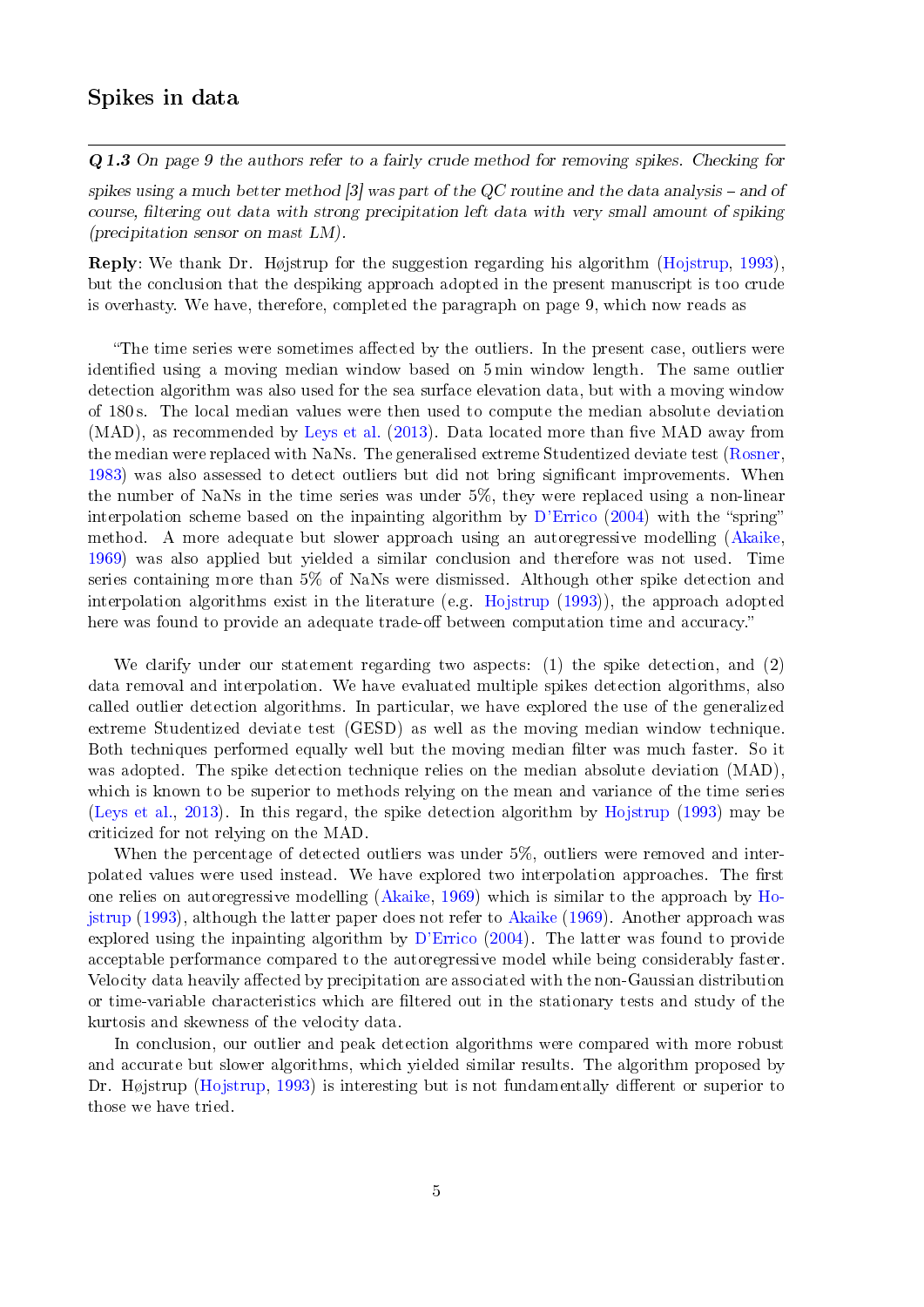## Spikes in data

---

***Q 1.3** On page 9 the authors refer to a fairly crude method for removing spikes. Checking for spikes using a much better method [3] was part of the QC routine and the data analysis – and of course, filtering out data with strong precipitation left data with very small amount of spiking (precipitation sensor on mast LM).*

**Reply**: We thank Dr. Højstrup for the suggestion regarding his algorithm (Hojstrup, 1993), but the conclusion that the despiking approach adopted in the present manuscript is too crude is overhasty. We have, therefore, completed the paragraph on page 9, which now reads as

> "The time series were sometimes affected by the outliers. In the present case, outliers were identified using a moving median window based on 5 min window length. The same outlier detection algorithm was also used for the sea surface elevation data, but with a moving window of 180 s. The local median values were then used to compute the median absolute deviation (MAD), as recommended by Leys et al. (2013). Data located more than five MAD away from the median were replaced with NaNs. The generalised extreme Studentized deviate test (Rosner, 1983) was also assessed to detect outliers but did not bring significant improvements. When the number of NaNs in the time series was under 5%, they were replaced using a non-linear interpolation scheme based on the inpainting algorithm by D'Errico (2004) with the "spring" method. A more adequate but slower approach using an autoregressive modelling (Akaike, 1969) was also applied but yielded a similar conclusion and therefore was not used. Time series containing more than 5% of NaNs were dismissed. Although other spike detection and interpolation algorithms exist in the literature (e.g. Hojstrup (1993)), the approach adopted here was found to provide an adequate trade-off between computation time and accuracy."

We clarify under our statement regarding two aspects: (1) the spike detection, and (2) data removal and interpolation. We have evaluated multiple spikes detection algorithms, also called outlier detection algorithms. In particular, we have explored the use of the generalized extreme Studentized deviate test (GESD) as well as the moving median window technique. Both techniques performed equally well but the moving median filter was much faster. So it was adopted. The spike detection technique relies on the median absolute deviation (MAD), which is known to be superior to methods relying on the mean and variance of the time series (Leys et al., 2013). In this regard, the spike detection algorithm by Hojstrup (1993) may be criticized for not relying on the MAD.

When the percentage of detected outliers was under 5%, outliers were removed and interpolated values were used instead. We have explored two interpolation approaches. The first one relies on autoregressive modelling (Akaike, 1969) which is similar to the approach by Hojstrup (1993), although the latter paper does not refer to Akaike (1969). Another approach was explored using the inpainting algorithm by D'Errico (2004). The latter was found to provide acceptable performance compared to the autoregressive model while being considerably faster. Velocity data heavily affected by precipitation are associated with the non-Gaussian distribution or time-variable characteristics which are filtered out in the stationary tests and study of the kurtosis and skewness of the velocity data.

In conclusion, our outlier and peak detection algorithms were compared with more robust and accurate but slower algorithms, which yielded similar results. The algorithm proposed by Dr. Højstrup (Hojstrup, 1993) is interesting but is not fundamentally different or superior to those we have tried.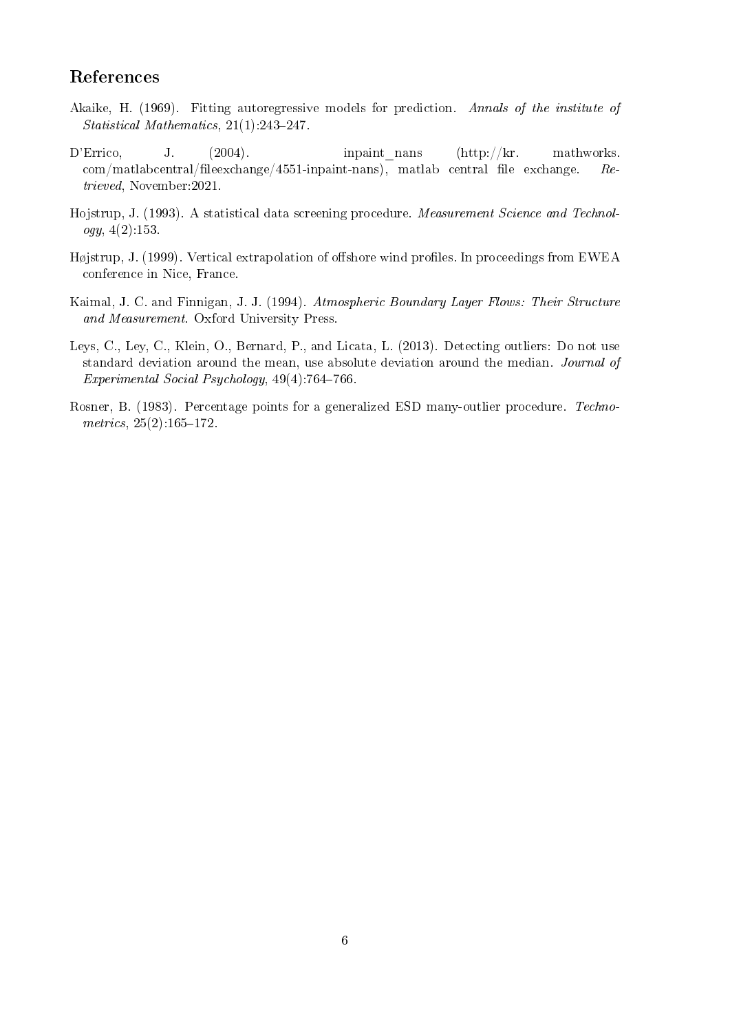## References

Akaike, H. (1969). Fitting autoregressive models for prediction. *Annals of the institute of Statistical Mathematics*, 21(1):243–247.

D'Errico, J. (2004). inpaint_nans (http://kr. mathworks. com/matlabcentral/fileexchange/4551-inpaint-nans), matlab central file exchange. *Retrieved*, November:2021.

Hojstrup, J. (1993). A statistical data screening procedure. *Measurement Science and Technology*, 4(2):153.

Højstrup, J. (1999). Vertical extrapolation of offshore wind profiles. In proceedings from EWEA conference in Nice, France.

Kaimal, J. C. and Finnigan, J. J. (1994). *Atmospheric Boundary Layer Flows: Their Structure and Measurement*. Oxford University Press.

Leys, C., Ley, C., Klein, O., Bernard, P., and Licata, L. (2013). Detecting outliers: Do not use standard deviation around the mean, use absolute deviation around the median. *Journal of Experimental Social Psychology*, 49(4):764–766.

Rosner, B. (1983). Percentage points for a generalized ESD many-outlier procedure. *Technometrics*, 25(2):165–172.